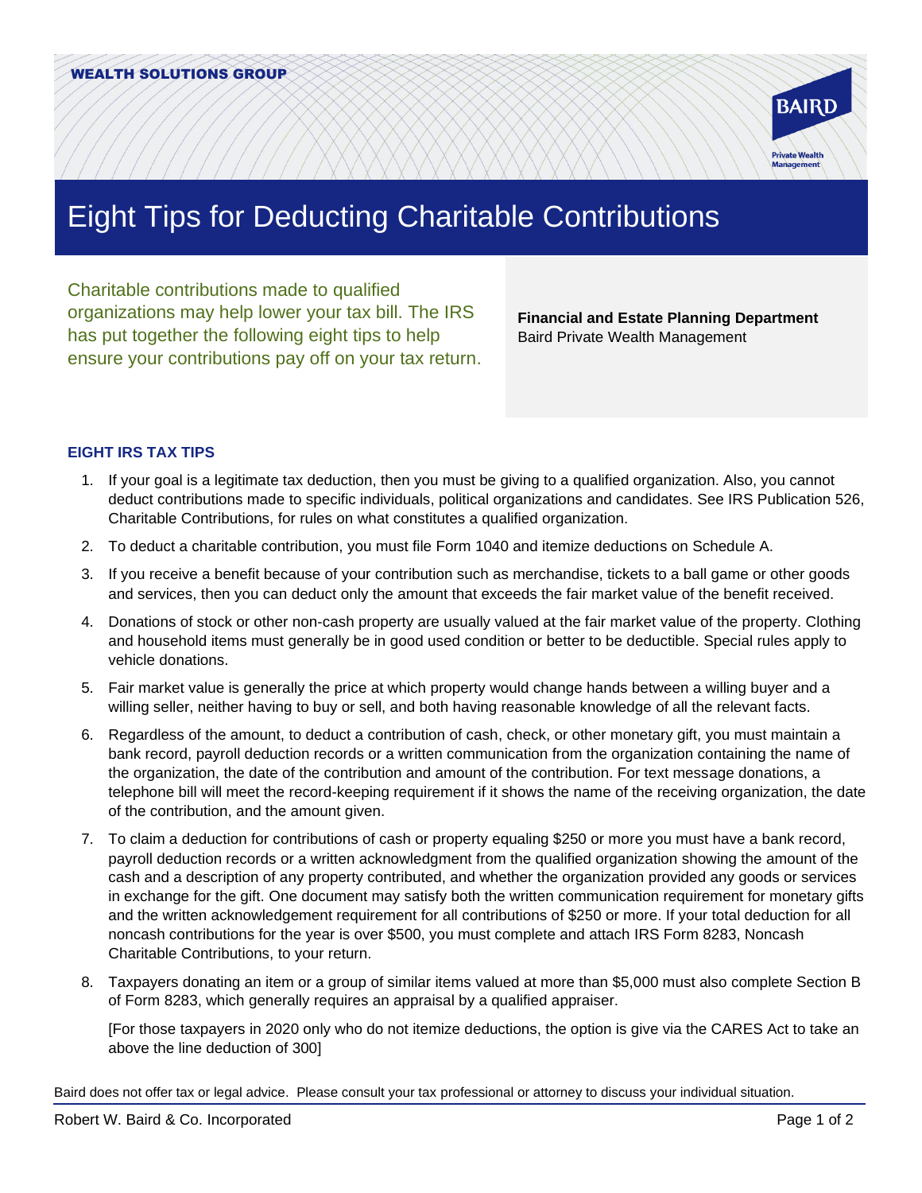WEALTH SOLUTIONS GROUP

BAIRD Private Wealth Management

# Eight Tips for Deducting Charitable Contributions

Charitable contributions made to qualified organizations may help lower your tax bill. The IRS has put together the following eight tips to help ensure your contributions pay off on your tax return.

**Financial and Estate Planning Department**
Baird Private Wealth Management

### EIGHT IRS TAX TIPS

1. If your goal is a legitimate tax deduction, then you must be giving to a qualified organization. Also, you cannot deduct contributions made to specific individuals, political organizations and candidates. See IRS Publication 526, Charitable Contributions, for rules on what constitutes a qualified organization.
2. To deduct a charitable contribution, you must file Form 1040 and itemize deductions on Schedule A.
3. If you receive a benefit because of your contribution such as merchandise, tickets to a ball game or other goods and services, then you can deduct only the amount that exceeds the fair market value of the benefit received.
4. Donations of stock or other non-cash property are usually valued at the fair market value of the property. Clothing and household items must generally be in good used condition or better to be deductible. Special rules apply to vehicle donations.
5. Fair market value is generally the price at which property would change hands between a willing buyer and a willing seller, neither having to buy or sell, and both having reasonable knowledge of all the relevant facts.
6. Regardless of the amount, to deduct a contribution of cash, check, or other monetary gift, you must maintain a bank record, payroll deduction records or a written communication from the organization containing the name of the organization, the date of the contribution and amount of the contribution. For text message donations, a telephone bill will meet the record-keeping requirement if it shows the name of the receiving organization, the date of the contribution, and the amount given.
7. To claim a deduction for contributions of cash or property equaling $250 or more you must have a bank record, payroll deduction records or a written acknowledgment from the qualified organization showing the amount of the cash and a description of any property contributed, and whether the organization provided any goods or services in exchange for the gift. One document may satisfy both the written communication requirement for monetary gifts and the written acknowledgement requirement for all contributions of $250 or more. If your total deduction for all noncash contributions for the year is over $500, you must complete and attach IRS Form 8283, Noncash Charitable Contributions, to your return.
8. Taxpayers donating an item or a group of similar items valued at more than $5,000 must also complete Section B of Form 8283, which generally requires an appraisal by a qualified appraiser.

   [For those taxpayers in 2020 only who do not itemize deductions, the option is give via the CARES Act to take an above the line deduction of 300]

Baird does not offer tax or legal advice. Please consult your tax professional or attorney to discuss your individual situation.

Robert W. Baird & Co. Incorporated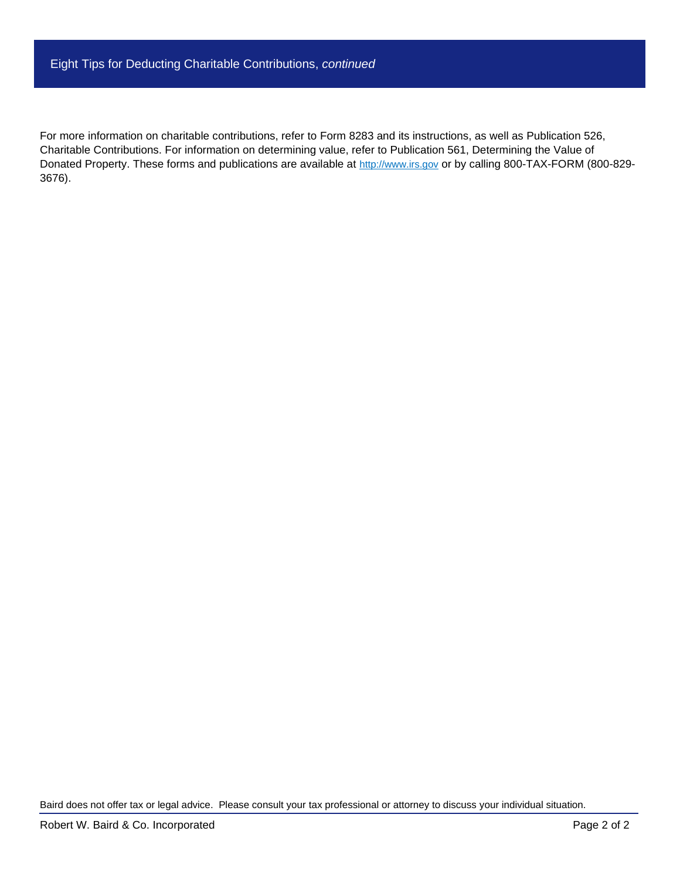For more information on charitable contributions, refer to Form 8283 and its instructions, as well as Publication 526, Charitable Contributions. For information on determining value, refer to Publication 561, Determining the Value of Donated Property. These forms and publications are available at http://www.irs.gov or by calling 800-TAX-FORM (800-829-3676).

Baird does not offer tax or legal advice. Please consult your tax professional or attorney to discuss your individual situation.